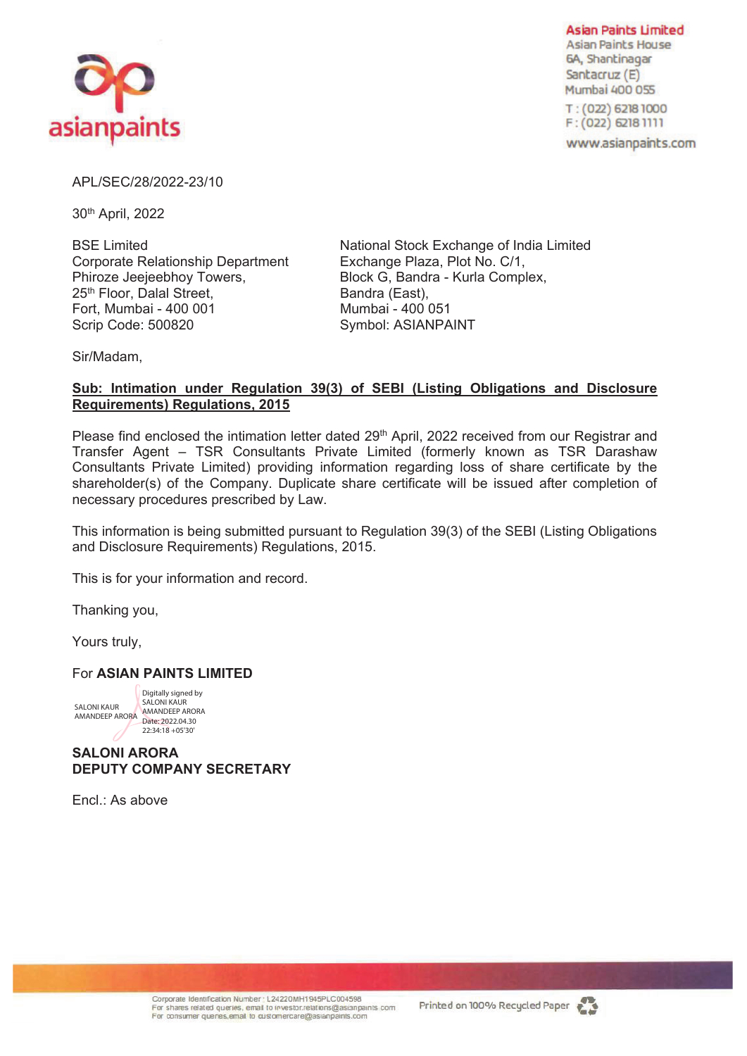Asian Paints Limited
Asian Paints House
6A, Shantinagar
Santacruz (E)
Mumbai 400 055

T : (022) 6218 1000
F : (022) 6218 1111

www.asianpaints.com

APL/SEC/28/2022-23/10

30th April, 2022

BSE Limited
Corporate Relationship Department
Phiroze Jeejeebhoy Towers,
25th Floor, Dalal Street,
Fort, Mumbai - 400 001
Scrip Code: 500820

National Stock Exchange of India Limited
Exchange Plaza, Plot No. C/1,
Block G, Bandra - Kurla Complex,
Bandra (East),
Mumbai - 400 051
Symbol: ASIANPAINT

Sir/Madam,

**Sub: Intimation under Regulation 39(3) of SEBI (Listing Obligations and Disclosure Requirements) Regulations, 2015**

Please find enclosed the intimation letter dated 29th April, 2022 received from our Registrar and Transfer Agent – TSR Consultants Private Limited (formerly known as TSR Darashaw Consultants Private Limited) providing information regarding loss of share certificate by the shareholder(s) of the Company. Duplicate share certificate will be issued after completion of necessary procedures prescribed by Law.

This information is being submitted pursuant to Regulation 39(3) of the SEBI (Listing Obligations and Disclosure Requirements) Regulations, 2015.

This is for your information and record.

Thanking you,

Yours truly,

For **ASIAN PAINTS LIMITED**

SALONI KAUR AMANDEEP ARORA

Digitally signed by SALONI KAUR AMANDEEP ARORA
Date: 2022.04.30 22:34:18 +05'30'

**SALONI ARORA**
**DEPUTY COMPANY SECRETARY**

Encl.: As above

Corporate Identification Number : L24220MH1945PLC004598
For shares related queries, email to investor.relations@asianpaints.com
For consumer queries, email to customercare@asianpaints.com

Printed on 100% Recycled Paper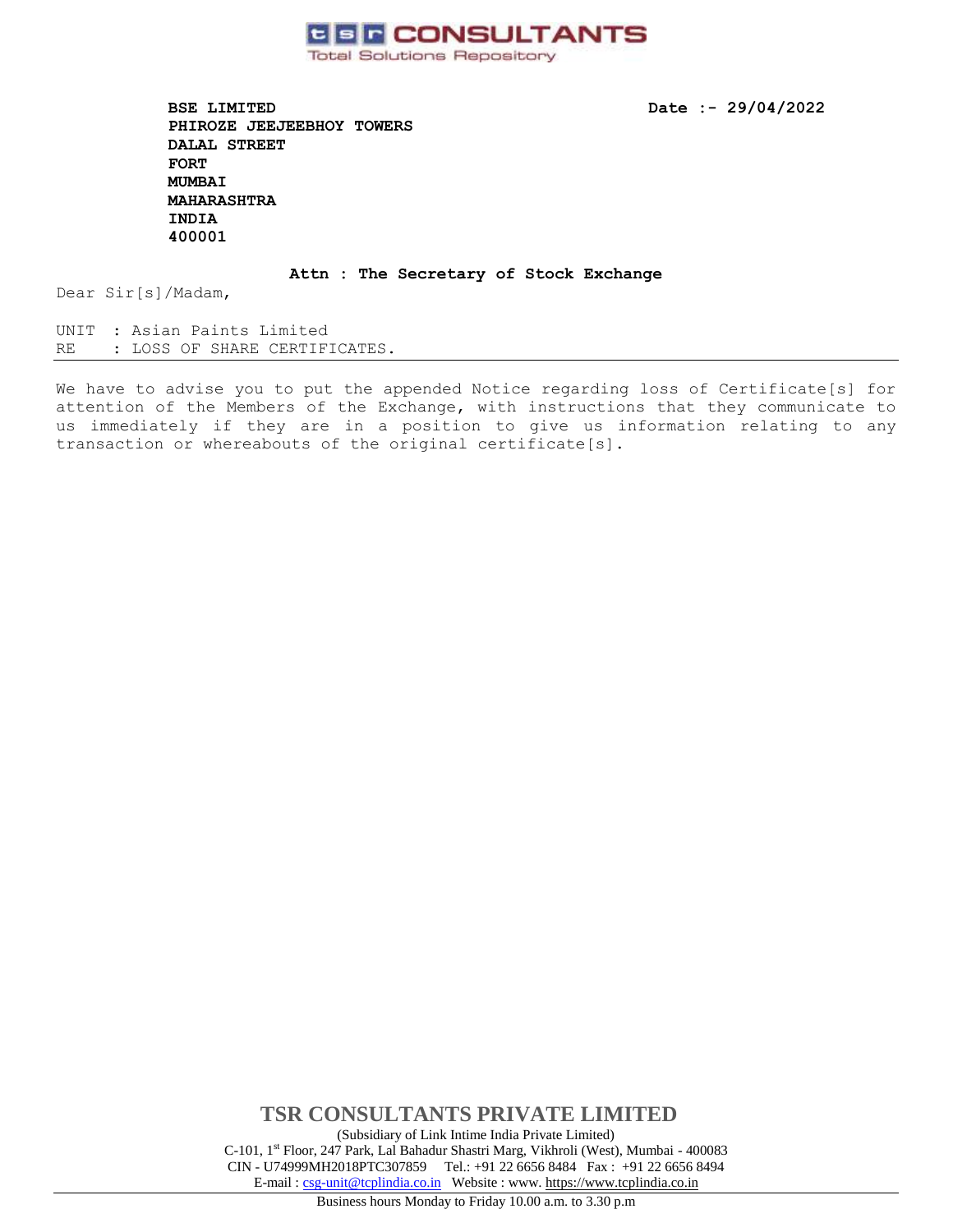**TSR CONSULTANTS**
Total Solutions Repository

**BSE LIMITED**
**PHIROZE JEEJEEBHOY TOWERS**
**DALAL STREET**
**FORT**
**MUMBAI**
**MAHARASHTRA**
**INDIA**
**400001**

**Date :- 29/04/2022**

**Attn : The Secretary of Stock Exchange**

Dear Sir[s]/Madam,

UNIT : Asian Paints Limited
RE : LOSS OF SHARE CERTIFICATES.

---

We have to advise you to put the appended Notice regarding loss of Certificate[s] for attention of the Members of the Exchange, with instructions that they communicate to us immediately if they are in a position to give us information relating to any transaction or whereabouts of the original certificate[s].

**TSR CONSULTANTS PRIVATE LIMITED**
(Subsidiary of Link Intime India Private Limited)
C-101, 1st Floor, 247 Park, Lal Bahadur Shastri Marg, Vikhroli (West), Mumbai - 400083
CIN - U74999MH2018PTC307859 Tel.: +91 22 6656 8484 Fax : +91 22 6656 8494
E-mail : csg-unit@tcplindia.co.in Website : www. https://www.tcplindia.co.in

Business hours Monday to Friday 10.00 a.m. to 3.30 p.m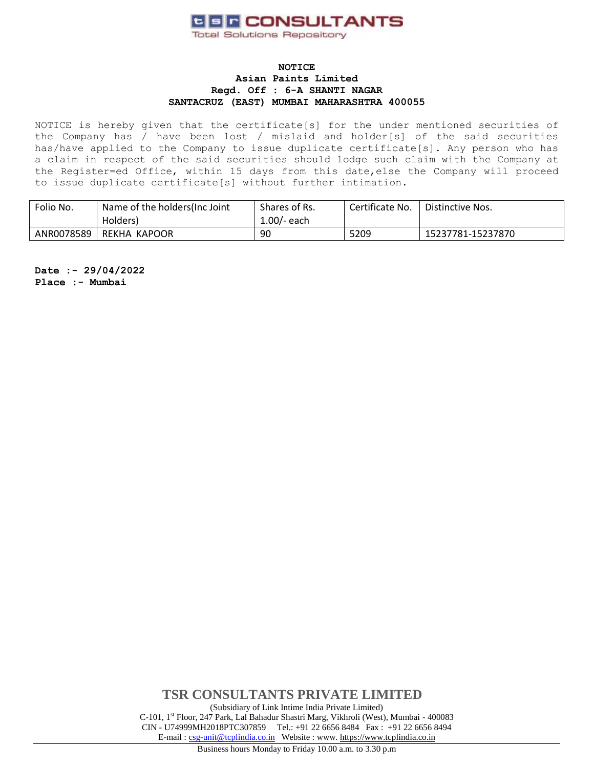**tsr CONSULTANTS**
Total Solutions Repository

**NOTICE**
**Asian Paints Limited**
**Regd. Off : 6-A SHANTI NAGAR**
**SANTACRUZ (EAST) MUMBAI MAHARASHTRA 400055**

NOTICE is hereby given that the certificate[s] for the under mentioned securities of the Company has / have been lost / mislaid and holder[s] of the said securities has/have applied to the Company to issue duplicate certificate[s]. Any person who has a claim in respect of the said securities should lodge such claim with the Company at the Register=ed Office, within 15 days from this date,else the Company will proceed to issue duplicate certificate[s] without further intimation.

| Folio No. | Name of the holders(Inc Joint Holders) | Shares of Rs. 1.00/- each | Certificate No. | Distinctive Nos. |
|---|---|---|---|---|
| ANR0078589 | REKHA KAPOOR | 90 | 5209 | 15237781-15237870 |

**Date :- 29/04/2022**
**Place :- Mumbai**

**TSR CONSULTANTS PRIVATE LIMITED**
(Subsidiary of Link Intime India Private Limited)
C-101, 1st Floor, 247 Park, Lal Bahadur Shastri Marg, Vikhroli (West), Mumbai - 400083
CIN - U74999MH2018PTC307859 Tel.: +91 22 6656 8484 Fax : +91 22 6656 8494
E-mail : csg-unit@tcplindia.co.in Website : www. https://www.tcplindia.co.in

Business hours Monday to Friday 10.00 a.m. to 3.30 p.m